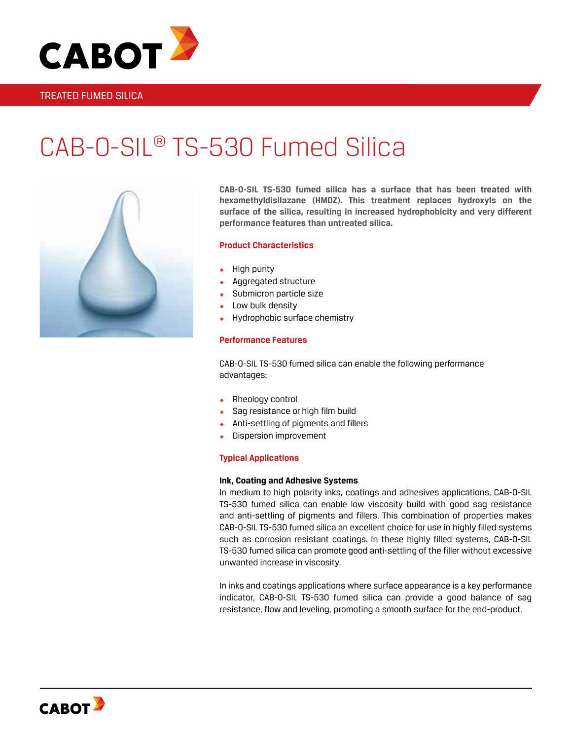TREATED FUMED SILICA

# CAB-O-SIL® TS-530 Fumed Silica

**CAB-O-SIL TS-530 fumed silica has a surface that has been treated with hexamethyldisilazane (HMDZ). This treatment replaces hydroxyls on the surface of the silica, resulting in increased hydrophobicity and very different performance features than untreated silica.**

## Product Characteristics

- High purity
- Aggregated structure
- Submicron particle size
- Low bulk density
- Hydrophobic surface chemistry

## Performance Features

CAB-O-SIL TS-530 fumed silica can enable the following performance advantages:

- Rheology control
- Sag resistance or high film build
- Anti-settling of pigments and fillers
- Dispersion improvement

## Typical Applications

### Ink, Coating and Adhesive Systems

In medium to high polarity inks, coatings and adhesives applications, CAB-O-SIL TS-530 fumed silica can enable low viscosity build with good sag resistance and anti-settling of pigments and fillers. This combination of properties makes CAB-O-SIL TS-530 fumed silica an excellent choice for use in highly filled systems such as corrosion resistant coatings. In these highly filled systems, CAB-O-SIL TS-530 fumed silica can promote good anti-settling of the filler without excessive unwanted increase in viscosity.

In inks and coatings applications where surface appearance is a key performance indicator, CAB-O-SIL TS-530 fumed silica can provide a good balance of sag resistance, flow and leveling, promoting a smooth surface for the end-product.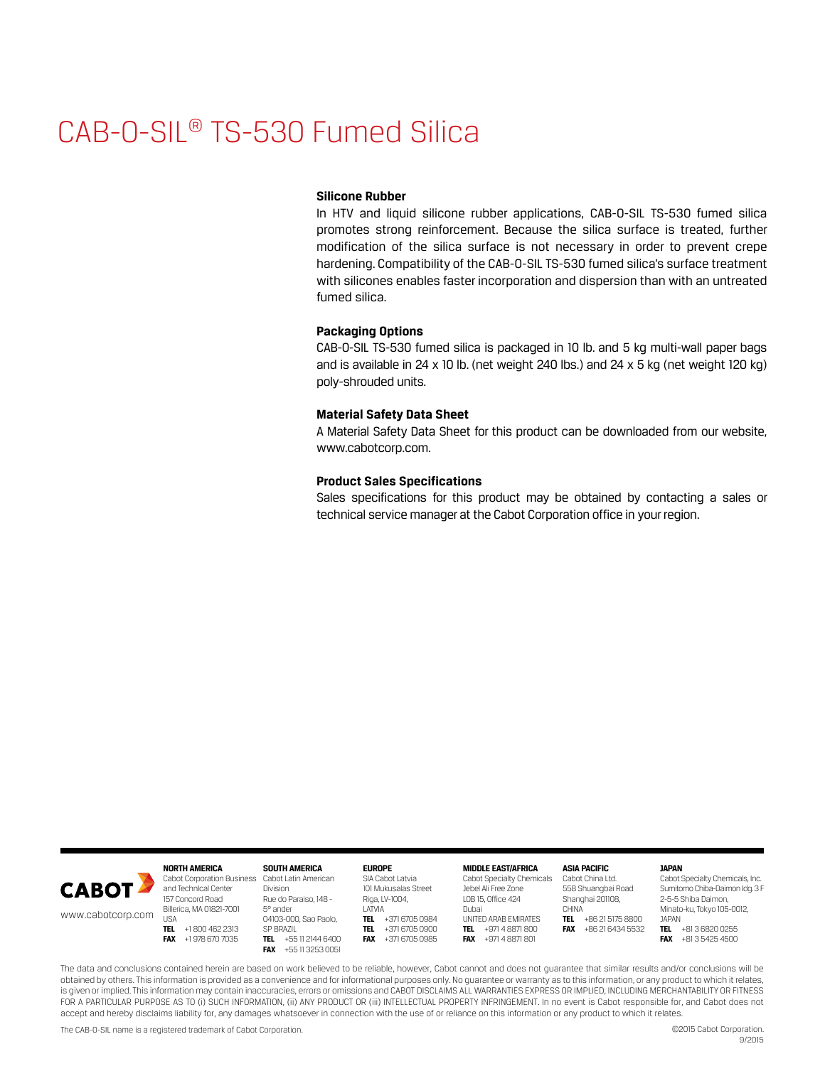# CAB-O-SIL® TS-530 Fumed Silica

### Silicone Rubber

In HTV and liquid silicone rubber applications, CAB-O-SIL TS-530 fumed silica promotes strong reinforcement. Because the silica surface is treated, further modification of the silica surface is not necessary in order to prevent crepe hardening. Compatibility of the CAB-O-SIL TS-530 fumed silica's surface treatment with silicones enables faster incorporation and dispersion than with an untreated fumed silica.

### Packaging Options

CAB-O-SIL TS-530 fumed silica is packaged in 10 lb. and 5 kg multi-wall paper bags and is available in 24 x 10 lb. (net weight 240 lbs.) and 24 x 5 kg (net weight 120 kg) poly-shrouded units.

### Material Safety Data Sheet

A Material Safety Data Sheet for this product can be downloaded from our website, www.cabotcorp.com.

### Product Sales Specifications

Sales specifications for this product may be obtained by contacting a sales or technical service manager at the Cabot Corporation office in your region.

CABOT

www.cabotcorp.com

**NORTH AMERICA**
Cabot Corporation Business and Technical Center
157 Concord Road
Billerica, MA 01821-7001
USA
**TEL** +1 800 462 2313
**FAX** +1 978 670 7035

**SOUTH AMERICA**
Cabot Latin American Division
Rue do Paraiso, 148 - 5° ander
04103-000, Sao Paolo, SP BRAZIL
**TEL** +55 11 2144 6400
**FAX** +55 11 3253 0051

**EUROPE**
SIA Cabot Latvia
101 Mukusalas Street
Riga, LV-1004,
LATVIA
**TEL** +371 6705 0984
**TEL** +371 6705 0900
**FAX** +371 6705 0985

**MIDDLE EAST/AFRICA**
Cabot Specialty Chemicals
Jebel Ali Free Zone
LOB 15, Office 424
Dubai
UNITED ARAB EMIRATES
**TEL** +971 4 8871 800
**FAX** +971 4 8871 801

**ASIA PACIFIC**
Cabot China Ltd.
558 Shuangbai Road
Shanghai 201108,
CHINA
**TEL** +86 21 5175 8800
**FAX** +86 21 6434 5532

**JAPAN**
Cabot Specialty Chemicals, Inc.
Sumitomo Chiba-Daimon ldg. 3 F
2-5-5 Shiba Daimon,
Minato-ku, Tokyo 105-0012,
JAPAN
**TEL** +81 3 6820 0255
**FAX** +81 3 5425 4500

The data and conclusions contained herein are based on work believed to be reliable, however, Cabot cannot and does not guarantee that similar results and/or conclusions will be obtained by others. This information is provided as a convenience and for informational purposes only. No guarantee or warranty as to this information, or any product to which it relates, is given or implied. This information may contain inaccuracies, errors or omissions and CABOT DISCLAIMS ALL WARRANTIES EXPRESS OR IMPLIED, INCLUDING MERCHANTABILITY OR FITNESS FOR A PARTICULAR PURPOSE AS TO (i) SUCH INFORMATION, (ii) ANY PRODUCT OR (iii) INTELLECTUAL PROPERTY INFRINGEMENT. In no event is Cabot responsible for, and Cabot does not accept and hereby disclaims liability for, any damages whatsoever in connection with the use of or reliance on this information or any product to which it relates.

The CAB-O-SIL name is a registered trademark of Cabot Corporation.

©2015 Cabot Corporation.
9/2015